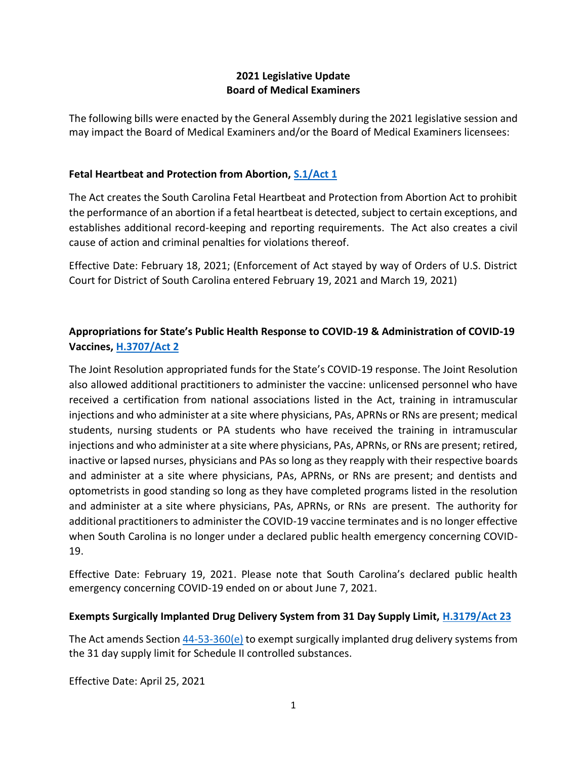# 2021 Legislative Update
# Board of Medical Examiners

The following bills were enacted by the General Assembly during the 2021 legislative session and may impact the Board of Medical Examiners and/or the Board of Medical Examiners licensees:

### Fetal Heartbeat and Protection from Abortion, S.1/Act 1

The Act creates the South Carolina Fetal Heartbeat and Protection from Abortion Act to prohibit the performance of an abortion if a fetal heartbeat is detected, subject to certain exceptions, and establishes additional record-keeping and reporting requirements. The Act also creates a civil cause of action and criminal penalties for violations thereof.

Effective Date: February 18, 2021; (Enforcement of Act stayed by way of Orders of U.S. District Court for District of South Carolina entered February 19, 2021 and March 19, 2021)

### Appropriations for State's Public Health Response to COVID-19 & Administration of COVID-19 Vaccines, H.3707/Act 2

The Joint Resolution appropriated funds for the State's COVID-19 response. The Joint Resolution also allowed additional practitioners to administer the vaccine: unlicensed personnel who have received a certification from national associations listed in the Act, training in intramuscular injections and who administer at a site where physicians, PAs, APRNs or RNs are present; medical students, nursing students or PA students who have received the training in intramuscular injections and who administer at a site where physicians, PAs, APRNs, or RNs are present; retired, inactive or lapsed nurses, physicians and PAs so long as they reapply with their respective boards and administer at a site where physicians, PAs, APRNs, or RNs are present; and dentists and optometrists in good standing so long as they have completed programs listed in the resolution and administer at a site where physicians, PAs, APRNs, or RNs are present. The authority for additional practitioners to administer the COVID-19 vaccine terminates and is no longer effective when South Carolina is no longer under a declared public health emergency concerning COVID-19.

Effective Date: February 19, 2021. Please note that South Carolina's declared public health emergency concerning COVID-19 ended on or about June 7, 2021.

### Exempts Surgically Implanted Drug Delivery System from 31 Day Supply Limit, H.3179/Act 23

The Act amends Section 44-53-360(e) to exempt surgically implanted drug delivery systems from the 31 day supply limit for Schedule II controlled substances.

Effective Date: April 25, 2021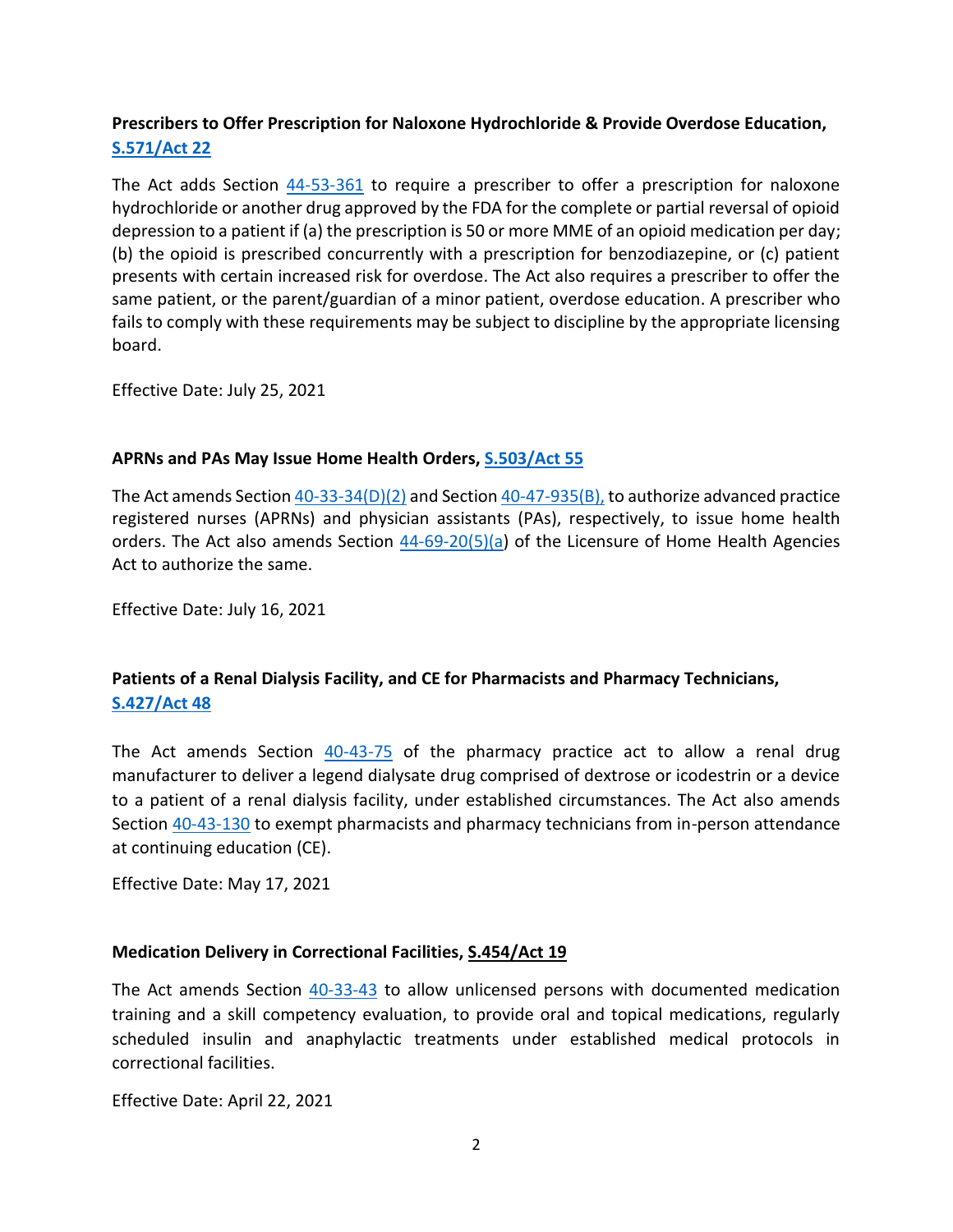### Prescribers to Offer Prescription for Naloxone Hydrochloride & Provide Overdose Education, S.571/Act 22

The Act adds Section 44-53-361 to require a prescriber to offer a prescription for naloxone hydrochloride or another drug approved by the FDA for the complete or partial reversal of opioid depression to a patient if (a) the prescription is 50 or more MME of an opioid medication per day; (b) the opioid is prescribed concurrently with a prescription for benzodiazepine, or (c) patient presents with certain increased risk for overdose. The Act also requires a prescriber to offer the same patient, or the parent/guardian of a minor patient, overdose education. A prescriber who fails to comply with these requirements may be subject to discipline by the appropriate licensing board.

Effective Date: July 25, 2021

### APRNs and PAs May Issue Home Health Orders, S.503/Act 55

The Act amends Section 40-33-34(D)(2) and Section 40-47-935(B), to authorize advanced practice registered nurses (APRNs) and physician assistants (PAs), respectively, to issue home health orders. The Act also amends Section 44-69-20(5)(a) of the Licensure of Home Health Agencies Act to authorize the same.

Effective Date: July 16, 2021

### Patients of a Renal Dialysis Facility, and CE for Pharmacists and Pharmacy Technicians, S.427/Act 48

The Act amends Section 40-43-75 of the pharmacy practice act to allow a renal drug manufacturer to deliver a legend dialysate drug comprised of dextrose or icodestrin or a device to a patient of a renal dialysis facility, under established circumstances. The Act also amends Section 40-43-130 to exempt pharmacists and pharmacy technicians from in-person attendance at continuing education (CE).

Effective Date: May 17, 2021

### Medication Delivery in Correctional Facilities, S.454/Act 19

The Act amends Section 40-33-43 to allow unlicensed persons with documented medication training and a skill competency evaluation, to provide oral and topical medications, regularly scheduled insulin and anaphylactic treatments under established medical protocols in correctional facilities.

Effective Date: April 22, 2021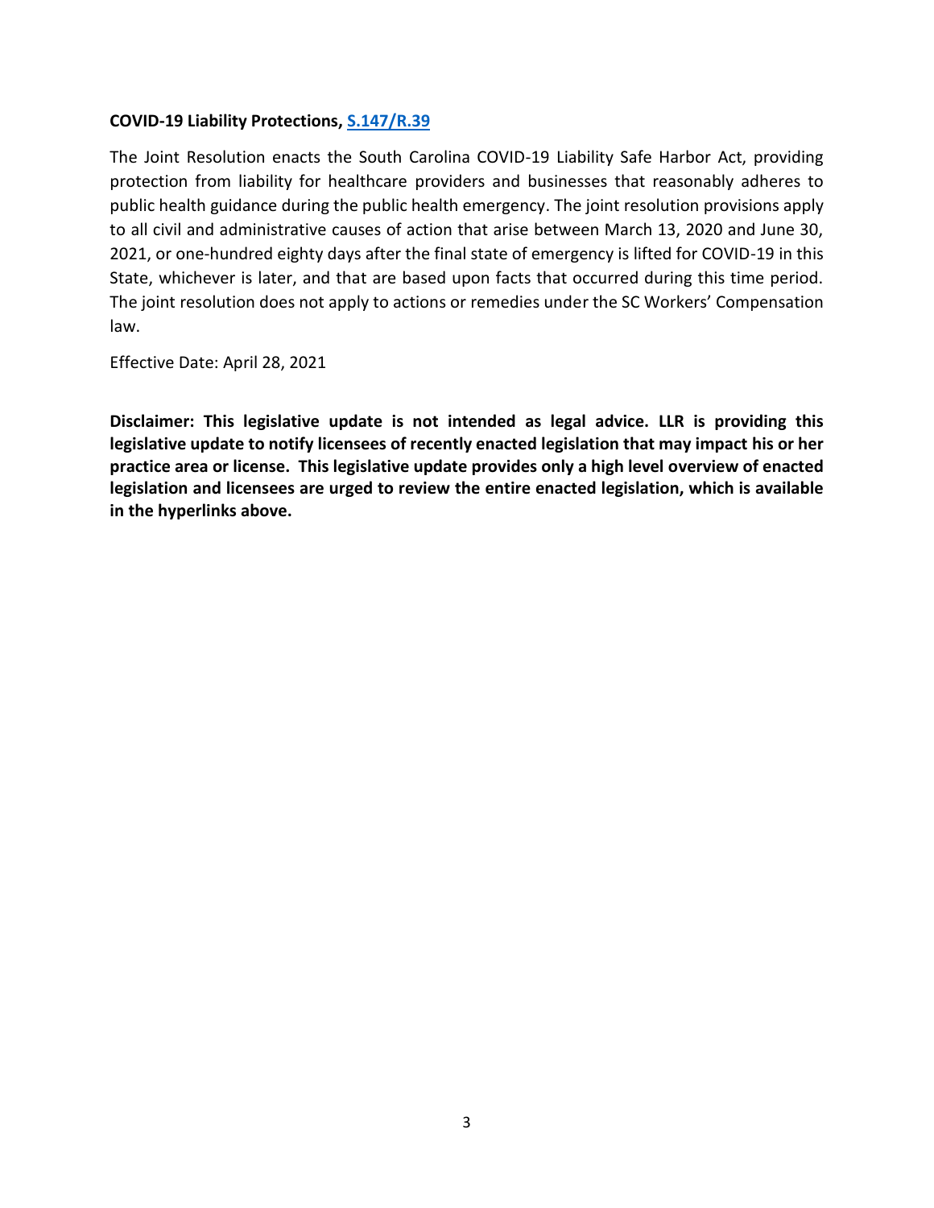**COVID-19 Liability Protections, S.147/R.39**

The Joint Resolution enacts the South Carolina COVID-19 Liability Safe Harbor Act, providing protection from liability for healthcare providers and businesses that reasonably adheres to public health guidance during the public health emergency. The joint resolution provisions apply to all civil and administrative causes of action that arise between March 13, 2020 and June 30, 2021, or one-hundred eighty days after the final state of emergency is lifted for COVID-19 in this State, whichever is later, and that are based upon facts that occurred during this time period. The joint resolution does not apply to actions or remedies under the SC Workers' Compensation law.

Effective Date: April 28, 2021

**Disclaimer: This legislative update is not intended as legal advice. LLR is providing this legislative update to notify licensees of recently enacted legislation that may impact his or her practice area or license. This legislative update provides only a high level overview of enacted legislation and licensees are urged to review the entire enacted legislation, which is available in the hyperlinks above.**